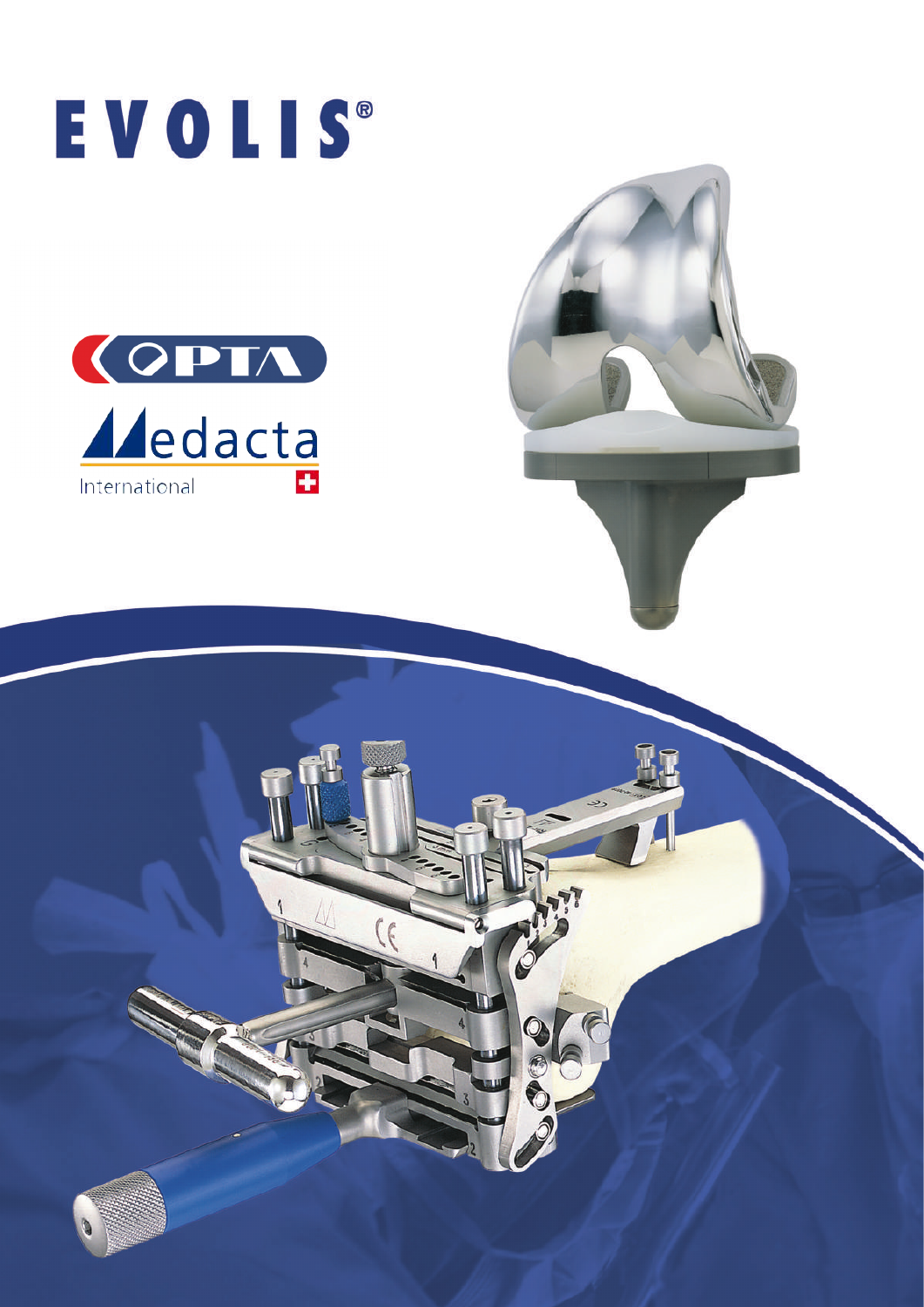# EVOLIS®

OPTA

Medacta International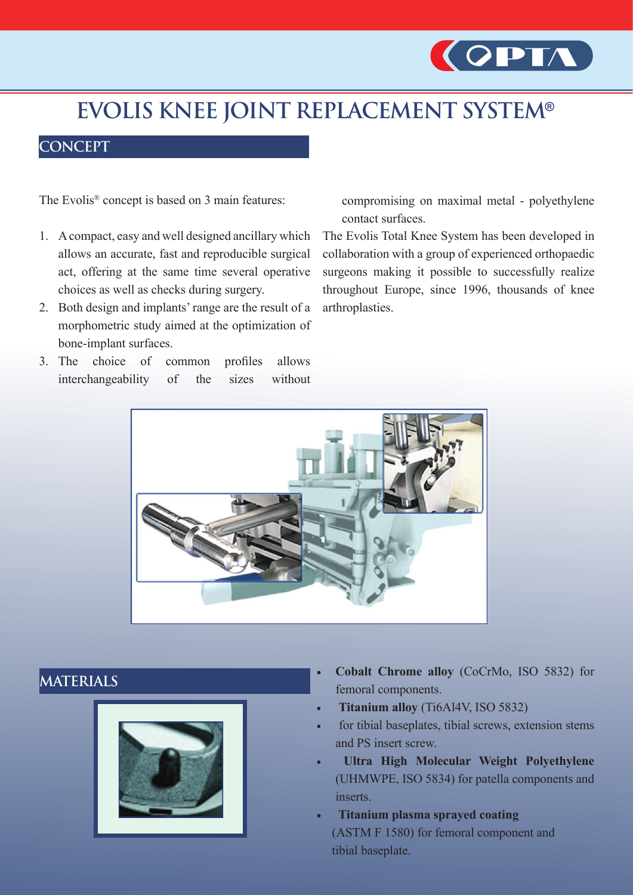// 

# EVOLIS KNEE JOINT REPLACEMENT SYSTEM®

## CONCEPT

The Evolis® concept is based on 3 main features:

1. A compact, easy and well designed ancillary which allows an accurate, fast and reproducible surgical act, offering at the same time several operative choices as well as checks during surgery.
2. Both design and implants' range are the result of a morphometric study aimed at the optimization of bone-implant surfaces.
3. The choice of common profiles allows interchangeability of the sizes without compromising on maximal metal - polyethylene contact surfaces.

The Evolis Total Knee System has been developed in collaboration with a group of experienced orthopaedic surgeons making it possible to successfully realize throughout Europe, since 1996, thousands of knee arthroplasties.

## MATERIALS

- **Cobalt Chrome alloy** (CoCrMo, ISO 5832) for femoral components.
- **Titanium alloy** (Ti6Al4V, ISO 5832)
- for tibial baseplates, tibial screws, extension stems and PS insert screw.
- **Ultra High Molecular Weight Polyethylene** (UHMWPE, ISO 5834) for patella components and inserts.
- **Titanium plasma sprayed coating** (ASTM F 1580) for femoral component and tibial baseplate.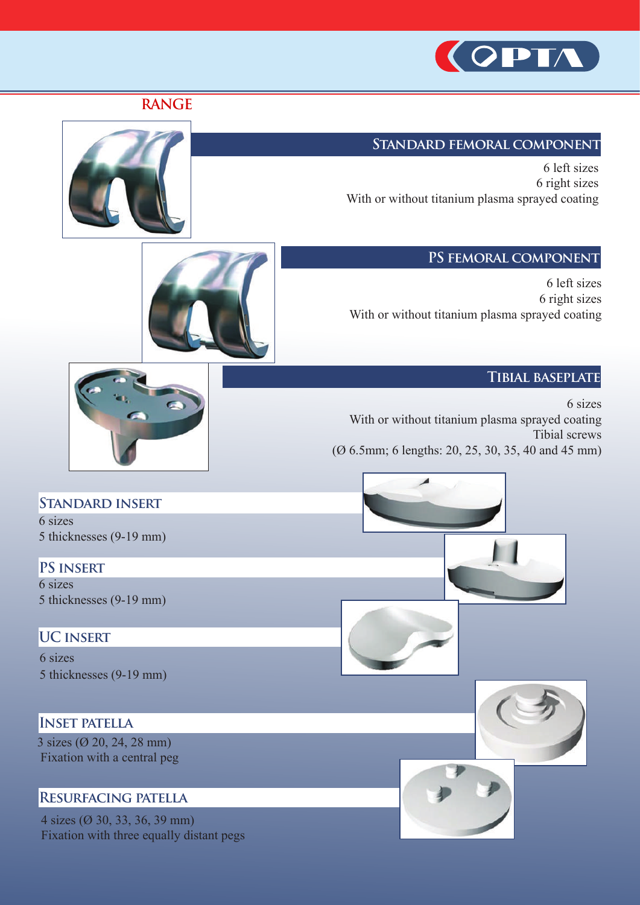## RANGE

### STANDARD FEMORAL COMPONENT

6 left sizes
6 right sizes
With or without titanium plasma sprayed coating

### PS FEMORAL COMPONENT

6 left sizes
6 right sizes
With or without titanium plasma sprayed coating

### TIBIAL BASEPLATE

6 sizes
With or without titanium plasma sprayed coating
Tibial screws
(Ø 6.5mm; 6 lengths: 20, 25, 30, 35, 40 and 45 mm)

### STANDARD INSERT

6 sizes
5 thicknesses (9-19 mm)

### PS INSERT

6 sizes
5 thicknesses (9-19 mm)

### UC INSERT

6 sizes
5 thicknesses (9-19 mm)

### INSET PATELLA

3 sizes (Ø 20, 24, 28 mm)
Fixation with a central peg

### RESURFACING PATELLA

4 sizes (Ø 30, 33, 36, 39 mm)
Fixation with three equally distant pegs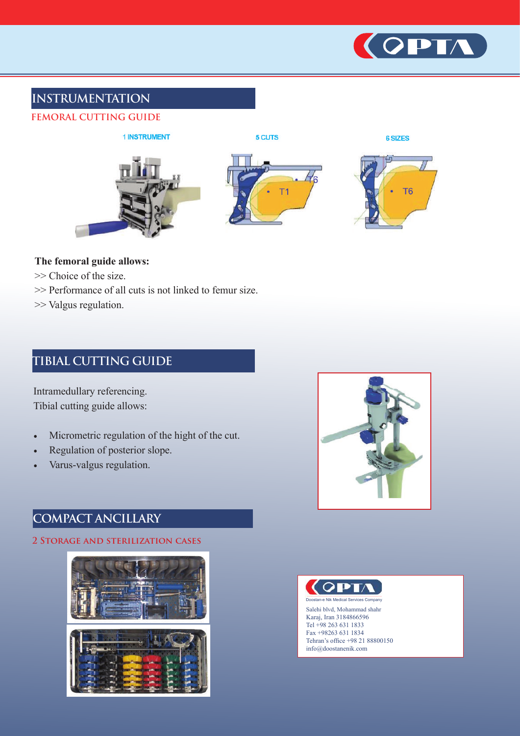## INSTRUMENTATION

### FEMORAL CUTTING GUIDE

1 INSTRUMENT

5 CUTS

6 SIZES

**The femoral guide allows:**

>> Choice of the size.

>> Performance of all cuts is not linked to femur size.

>> Valgus regulation.

## TIBIAL CUTTING GUIDE

Intramedullary referencing.
Tibial cutting guide allows:

- Micrometric regulation of the hight of the cut.
- Regulation of posterior slope.
- Varus-valgus regulation.

## COMPACT ANCILLARY

### 2 Storage and sterilization cases

Doostan-e Nik Medical Services Company

Salehi blvd, Mohammad shahr
Karaj, Iran 3184866596
Tel +98 263 631 1833
Fax +98263 631 1834
Tehran's office +98 21 88800150
info@doostanenik.com